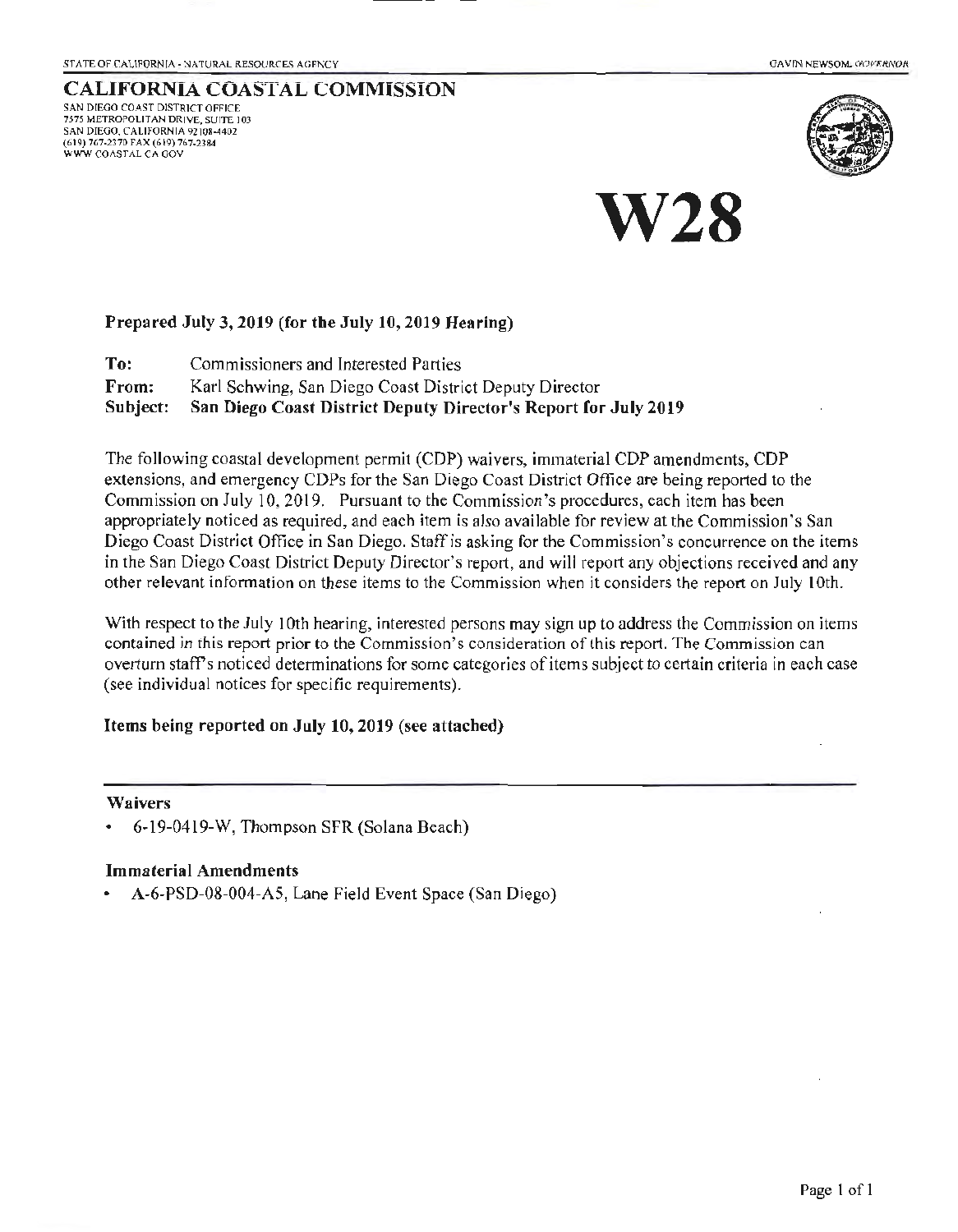STATE OF CALIFORNIA - NATURAL RESOURCES AGENCY GAVIN NEWSOM, *GOVERNOR*

**CALIFORNIA COASTAL COMMISSION**

SAN DIEGO COAST DISTRICT OFFICE
7575 METROPOLITAN DRIVE, SUITE 103
SAN DIEGO, CALIFORNIA 92108-4402
(619) 767-2370 FAX (619) 767-2384
WWW.COASTAL.CA.GOV

# W28

**Prepared July 3, 2019 (for the July 10, 2019 Hearing)**

**To:** Commissioners and Interested Parties
**From:** Karl Schwing, San Diego Coast District Deputy Director
**Subject: San Diego Coast District Deputy Director's Report for July 2019**

The following coastal development permit (CDP) waivers, immaterial CDP amendments, CDP extensions, and emergency CDPs for the San Diego Coast District Office are being reported to the Commission on July 10, 2019. Pursuant to the Commission's procedures, each item has been appropriately noticed as required, and each item is also available for review at the Commission's San Diego Coast District Office in San Diego. Staff is asking for the Commission's concurrence on the items in the San Diego Coast District Deputy Director's report, and will report any objections received and any other relevant information on these items to the Commission when it considers the report on July 10th.

With respect to the July 10th hearing, interested persons may sign up to address the Commission on items contained in this report prior to the Commission's consideration of this report. The Commission can overturn staff's noticed determinations for some categories of items subject to certain criteria in each case (see individual notices for specific requirements).

**Items being reported on July 10, 2019 (see attached)**

---

**Waivers**

- 6-19-0419-W, Thompson SFR (Solana Beach)

**Immaterial Amendments**

- A-6-PSD-08-004-A5, Lane Field Event Space (San Diego)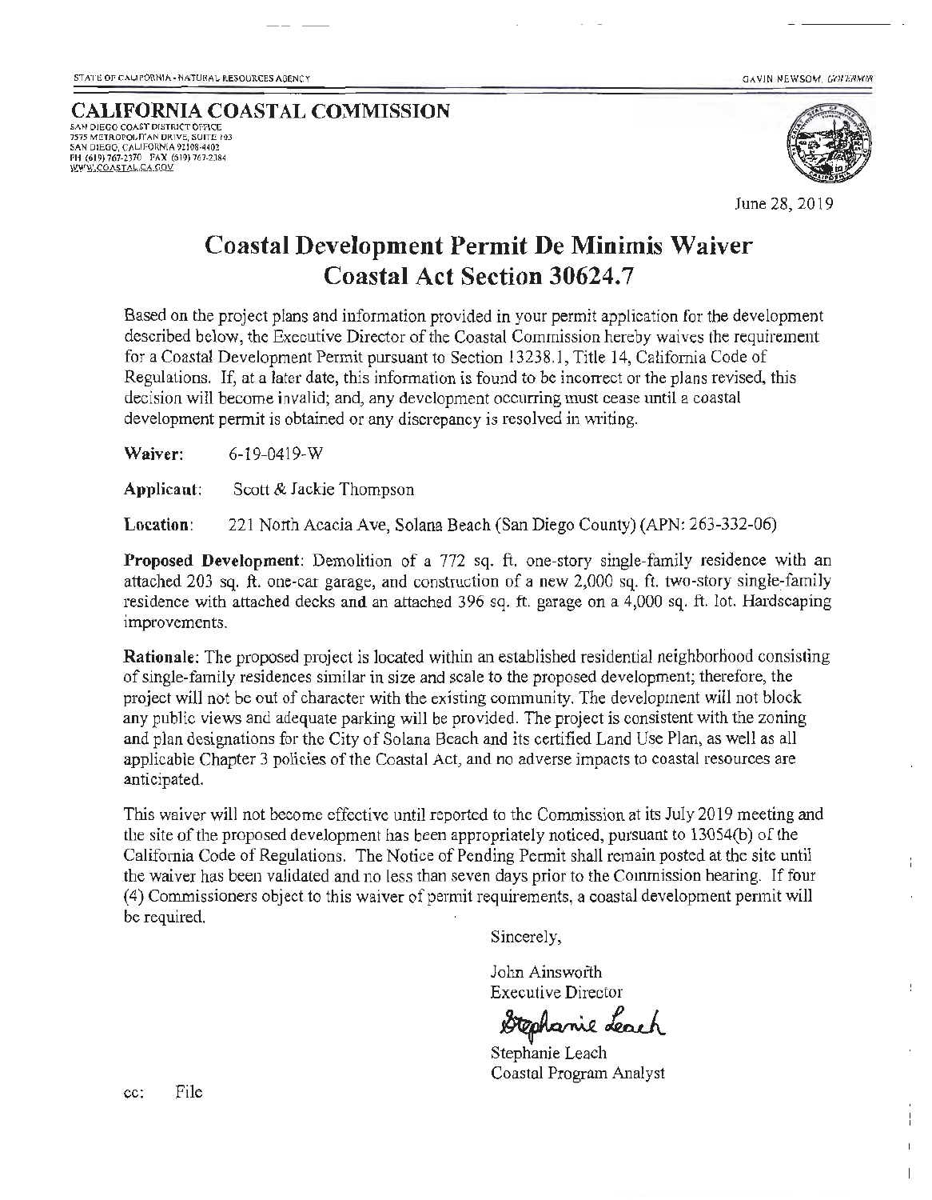STATE OF CALIFORNIA - NATURAL RESOURCES AGENCY

GAVIN NEWSOM, *GOVERNOR*

**CALIFORNIA COASTAL COMMISSION**
SAN DIEGO COAST DISTRICT OFFICE
7575 METROPOLITAN DRIVE, SUITE 103
SAN DIEGO, CALIFORNIA 92108-4402
PH (619) 767-2370 FAX (619) 767-2384
WWW.COASTAL.CA.GOV

June 28, 2019

# Coastal Development Permit De Minimis Waiver
# Coastal Act Section 30624.7

Based on the project plans and information provided in your permit application for the development described below, the Executive Director of the Coastal Commission hereby waives the requirement for a Coastal Development Permit pursuant to Section 13238.1, Title 14, California Code of Regulations. If, at a later date, this information is found to be incorrect or the plans revised, this decision will become invalid; and, any development occurring must cease until a coastal development permit is obtained or any discrepancy is resolved in writing.

**Waiver:** 6-19-0419-W

**Applicant:** Scott & Jackie Thompson

**Location:** 221 North Acacia Ave, Solana Beach (San Diego County) (APN: 263-332-06)

**Proposed Development**: Demolition of a 772 sq. ft. one-story single-family residence with an attached 203 sq. ft. one-car garage, and construction of a new 2,000 sq. ft. two-story single-family residence with attached decks and an attached 396 sq. ft. garage on a 4,000 sq. ft. lot. Hardscaping improvements.

**Rationale**: The proposed project is located within an established residential neighborhood consisting of single-family residences similar in size and scale to the proposed development; therefore, the project will not be out of character with the existing community. The development will not block any public views and adequate parking will be provided. The project is consistent with the zoning and plan designations for the City of Solana Beach and its certified Land Use Plan, as well as all applicable Chapter 3 policies of the Coastal Act, and no adverse impacts to coastal resources are anticipated.

This waiver will not become effective until reported to the Commission at its July 2019 meeting and the site of the proposed development has been appropriately noticed, pursuant to 13054(b) of the California Code of Regulations. The Notice of Pending Permit shall remain posted at the site until the waiver has been validated and no less than seven days prior to the Commission hearing. If four (4) Commissioners object to this waiver of permit requirements, a coastal development permit will be required.

Sincerely,

John Ainsworth
Executive Director

Stephanie Leach

Stephanie Leach
Coastal Program Analyst

cc: File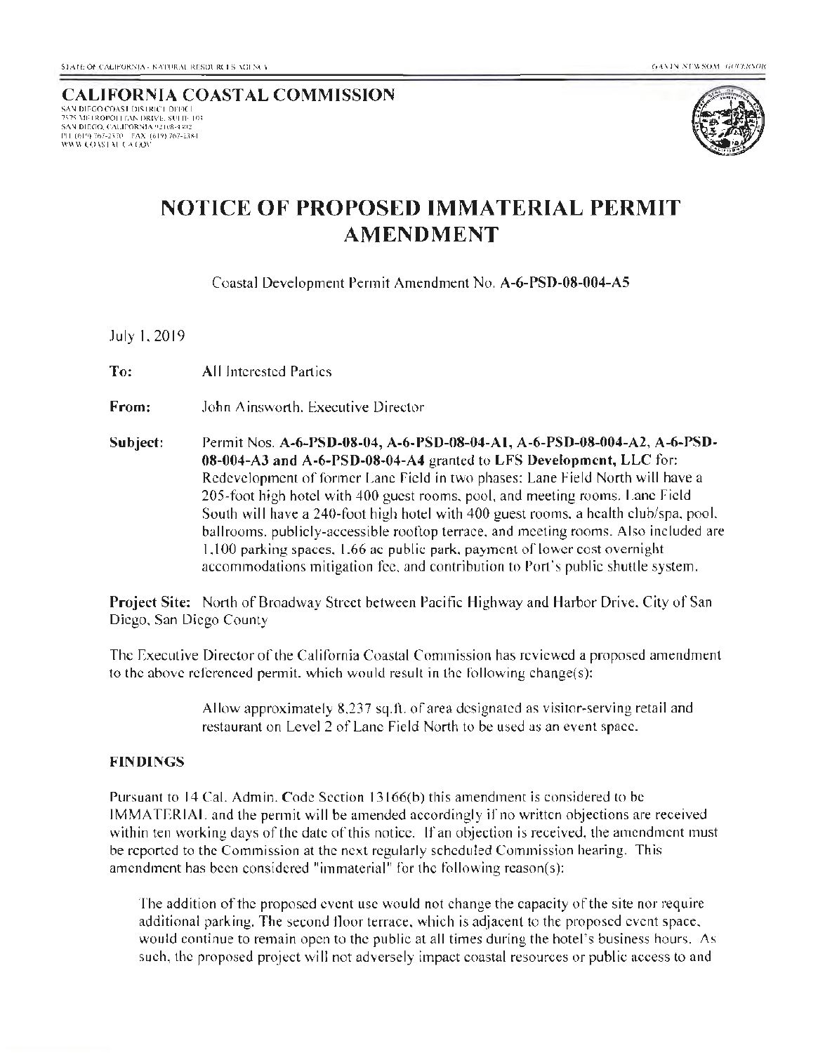STATE OF CALIFORNIA - NATURAL RESOURCES AGENCY

GAVIN NEWSOM, GOVERNOR

**CALIFORNIA COASTAL COMMISSION**
SAN DIEGO COAST DISTRICT OFFICE
7575 METROPOLITAN DRIVE, SUITE 103
SAN DIEGO, CALIFORNIA 92108-4402
PH (619) 767-2370 FAX (619) 767-2384
WWW.COASTAL.CA.GOV

# NOTICE OF PROPOSED IMMATERIAL PERMIT AMENDMENT

Coastal Development Permit Amendment No. **A-6-PSD-08-004-A5**

July 1, 2019

**To:** All Interested Parties

**From:** John Ainsworth, Executive Director

**Subject:** Permit Nos. **A-6-PSD-08-04, A-6-PSD-08-04-A1, A-6-PSD-08-004-A2, A-6-PSD-08-004-A3 and A-6-PSD-08-04-A4** granted to **LFS Development, LLC** for: Redevelopment of former Lane Field in two phases: Lane Field North will have a 205-foot high hotel with 400 guest rooms, pool, and meeting rooms. Lane Field South will have a 240-foot high hotel with 400 guest rooms, a health club/spa, pool, ballrooms, publicly-accessible rooftop terrace, and meeting rooms. Also included are 1,100 parking spaces, 1.66 ac public park, payment of lower cost overnight accommodations mitigation fee, and contribution to Port's public shuttle system.

**Project Site:** North of Broadway Street between Pacific Highway and Harbor Drive, City of San Diego, San Diego County

The Executive Director of the California Coastal Commission has reviewed a proposed amendment to the above referenced permit, which would result in the following change(s):

> Allow approximately 8,237 sq.ft. of area designated as visitor-serving retail and restaurant on Level 2 of Lane Field North to be used as an event space.

**FINDINGS**

Pursuant to 14 Cal. Admin. Code Section 13166(b) this amendment is considered to be IMMATERIAL and the permit will be amended accordingly if no written objections are received within ten working days of the date of this notice. If an objection is received, the amendment must be reported to the Commission at the next regularly scheduled Commission hearing. This amendment has been considered "immaterial" for the following reason(s):

> The addition of the proposed event use would not change the capacity of the site nor require additional parking. The second floor terrace, which is adjacent to the proposed event space, would continue to remain open to the public at all times during the hotel's business hours. As such, the proposed project will not adversely impact coastal resources or public access to and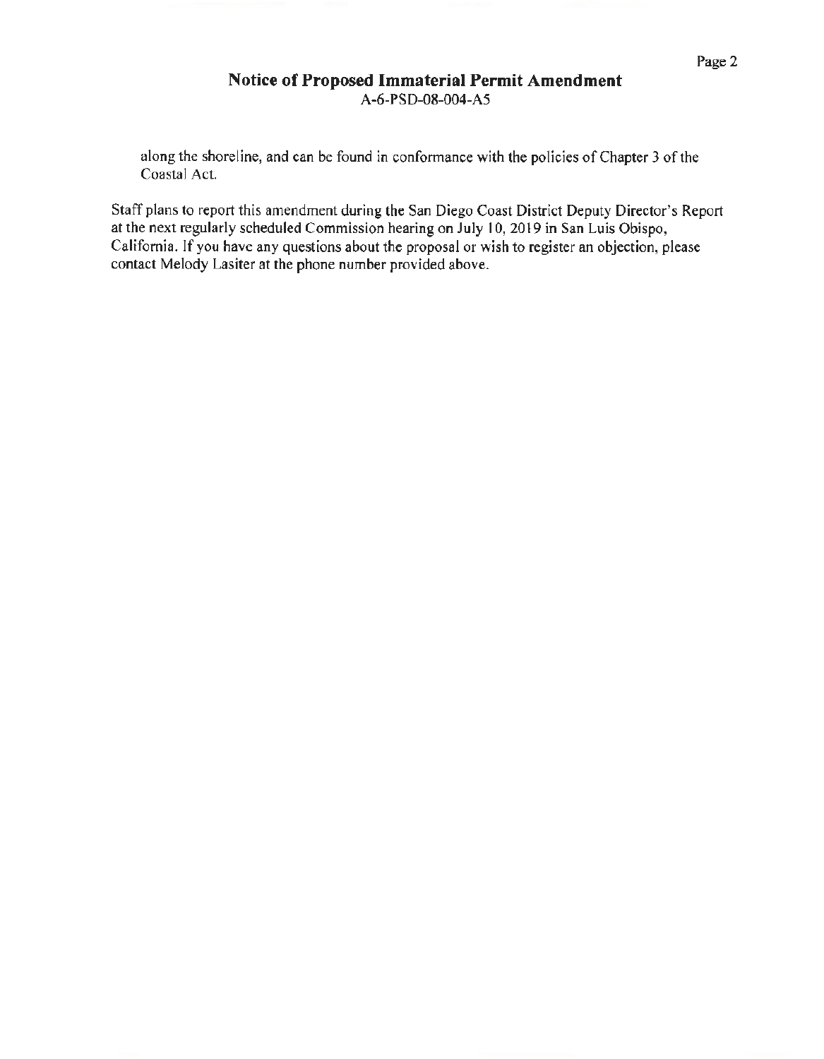## Notice of Proposed Immaterial Permit Amendment

A-6-PSD-08-004-A5

along the shoreline, and can be found in conformance with the policies of Chapter 3 of the Coastal Act.

Staff plans to report this amendment during the San Diego Coast District Deputy Director's Report at the next regularly scheduled Commission hearing on July 10, 2019 in San Luis Obispo, California. If you have any questions about the proposal or wish to register an objection, please contact Melody Lasiter at the phone number provided above.